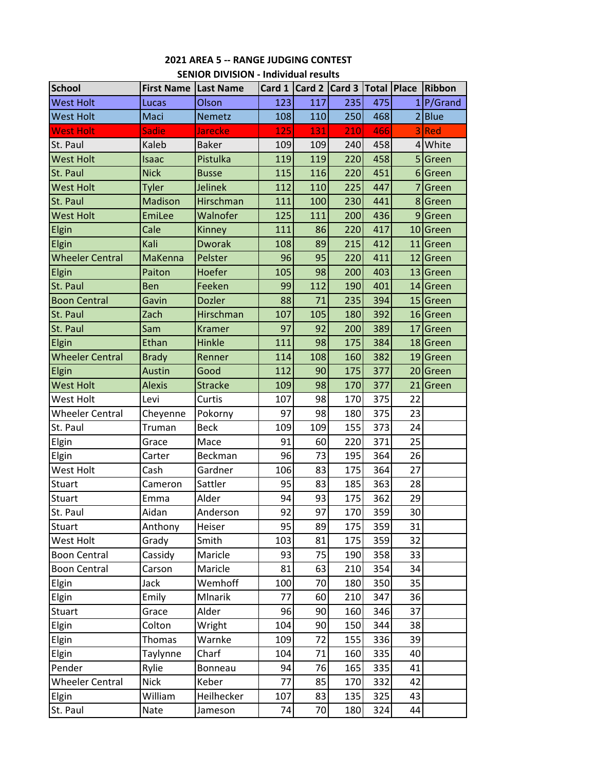**2021 AREA 5 -- RANGE JUDGING CONTEST**

**SENIOR DIVISION - Individual results**

| School | First Name | Last Name | Card 1 | Card 2 | Card 3 | Total | Place | Ribbon |
|---|---|---|---|---|---|---|---|---|
| West Holt | Lucas | Olson | 123 | 117 | 235 | 475 | 1 | P/Grand |
| West Holt | Maci | Nemetz | 108 | 110 | 250 | 468 | 2 | Blue |
| West Holt | Sadie | Jarecke | 125 | 131 | 210 | 466 | 3 | Red |
| St. Paul | Kaleb | Baker | 109 | 109 | 240 | 458 | 4 | White |
| West Holt | Isaac | Pistulka | 119 | 119 | 220 | 458 | 5 | Green |
| St. Paul | Nick | Busse | 115 | 116 | 220 | 451 | 6 | Green |
| West Holt | Tyler | Jelinek | 112 | 110 | 225 | 447 | 7 | Green |
| St. Paul | Madison | Hirschman | 111 | 100 | 230 | 441 | 8 | Green |
| West Holt | EmiLee | Walnofer | 125 | 111 | 200 | 436 | 9 | Green |
| Elgin | Cale | Kinney | 111 | 86 | 220 | 417 | 10 | Green |
| Elgin | Kali | Dworak | 108 | 89 | 215 | 412 | 11 | Green |
| Wheeler Central | MaKenna | Pelster | 96 | 95 | 220 | 411 | 12 | Green |
| Elgin | Paiton | Hoefer | 105 | 98 | 200 | 403 | 13 | Green |
| St. Paul | Ben | Feeken | 99 | 112 | 190 | 401 | 14 | Green |
| Boon Central | Gavin | Dozler | 88 | 71 | 235 | 394 | 15 | Green |
| St. Paul | Zach | Hirschman | 107 | 105 | 180 | 392 | 16 | Green |
| St. Paul | Sam | Kramer | 97 | 92 | 200 | 389 | 17 | Green |
| Elgin | Ethan | Hinkle | 111 | 98 | 175 | 384 | 18 | Green |
| Wheeler Central | Brady | Renner | 114 | 108 | 160 | 382 | 19 | Green |
| Elgin | Austin | Good | 112 | 90 | 175 | 377 | 20 | Green |
| West Holt | Alexis | Stracke | 109 | 98 | 170 | 377 | 21 | Green |
| West Holt | Levi | Curtis | 107 | 98 | 170 | 375 | 22 | |
| Wheeler Central | Cheyenne | Pokorny | 97 | 98 | 180 | 375 | 23 | |
| St. Paul | Truman | Beck | 109 | 109 | 155 | 373 | 24 | |
| Elgin | Grace | Mace | 91 | 60 | 220 | 371 | 25 | |
| Elgin | Carter | Beckman | 96 | 73 | 195 | 364 | 26 | |
| West Holt | Cash | Gardner | 106 | 83 | 175 | 364 | 27 | |
| Stuart | Cameron | Sattler | 95 | 83 | 185 | 363 | 28 | |
| Stuart | Emma | Alder | 94 | 93 | 175 | 362 | 29 | |
| St. Paul | Aidan | Anderson | 92 | 97 | 170 | 359 | 30 | |
| Stuart | Anthony | Heiser | 95 | 89 | 175 | 359 | 31 | |
| West Holt | Grady | Smith | 103 | 81 | 175 | 359 | 32 | |
| Boon Central | Cassidy | Maricle | 93 | 75 | 190 | 358 | 33 | |
| Boon Central | Carson | Maricle | 81 | 63 | 210 | 354 | 34 | |
| Elgin | Jack | Wemhoff | 100 | 70 | 180 | 350 | 35 | |
| Elgin | Emily | Mlnarik | 77 | 60 | 210 | 347 | 36 | |
| Stuart | Grace | Alder | 96 | 90 | 160 | 346 | 37 | |
| Elgin | Colton | Wright | 104 | 90 | 150 | 344 | 38 | |
| Elgin | Thomas | Warnke | 109 | 72 | 155 | 336 | 39 | |
| Elgin | Taylynne | Charf | 104 | 71 | 160 | 335 | 40 | |
| Pender | Rylie | Bonneau | 94 | 76 | 165 | 335 | 41 | |
| Wheeler Central | Nick | Keber | 77 | 85 | 170 | 332 | 42 | |
| Elgin | William | Heilhecker | 107 | 83 | 135 | 325 | 43 | |
| St. Paul | Nate | Jameson | 74 | 70 | 180 | 324 | 44 | |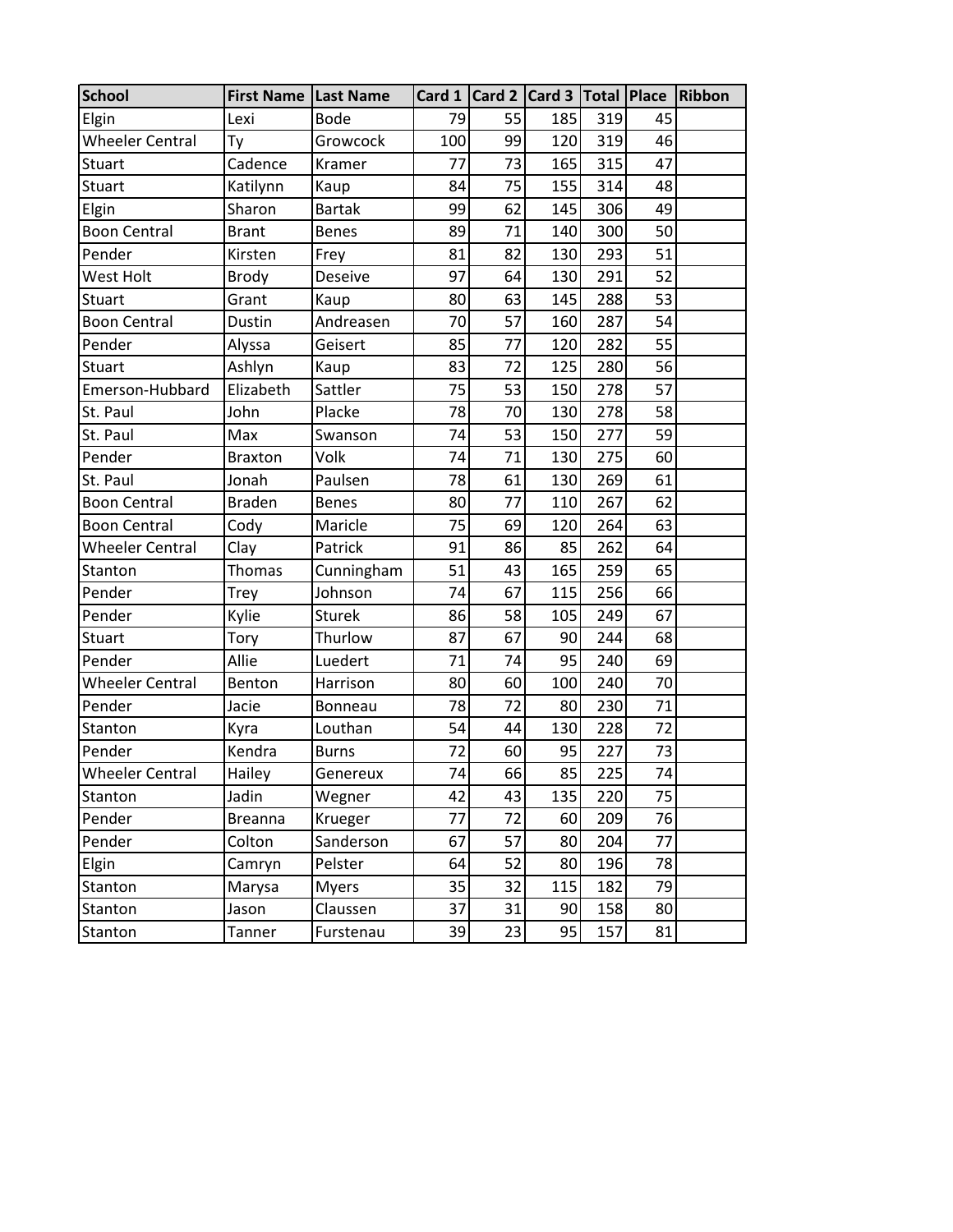| School | First Name | Last Name | Card 1 | Card 2 | Card 3 | Total | Place | Ribbon |
|---|---|---|---|---|---|---|---|---|
| Elgin | Lexi | Bode | 79 | 55 | 185 | 319 | 45 | |
| Wheeler Central | Ty | Growcock | 100 | 99 | 120 | 319 | 46 | |
| Stuart | Cadence | Kramer | 77 | 73 | 165 | 315 | 47 | |
| Stuart | Katilynn | Kaup | 84 | 75 | 155 | 314 | 48 | |
| Elgin | Sharon | Bartak | 99 | 62 | 145 | 306 | 49 | |
| Boon Central | Brant | Benes | 89 | 71 | 140 | 300 | 50 | |
| Pender | Kirsten | Frey | 81 | 82 | 130 | 293 | 51 | |
| West Holt | Brody | Deseive | 97 | 64 | 130 | 291 | 52 | |
| Stuart | Grant | Kaup | 80 | 63 | 145 | 288 | 53 | |
| Boon Central | Dustin | Andreasen | 70 | 57 | 160 | 287 | 54 | |
| Pender | Alyssa | Geisert | 85 | 77 | 120 | 282 | 55 | |
| Stuart | Ashlyn | Kaup | 83 | 72 | 125 | 280 | 56 | |
| Emerson-Hubbard | Elizabeth | Sattler | 75 | 53 | 150 | 278 | 57 | |
| St. Paul | John | Placke | 78 | 70 | 130 | 278 | 58 | |
| St. Paul | Max | Swanson | 74 | 53 | 150 | 277 | 59 | |
| Pender | Braxton | Volk | 74 | 71 | 130 | 275 | 60 | |
| St. Paul | Jonah | Paulsen | 78 | 61 | 130 | 269 | 61 | |
| Boon Central | Braden | Benes | 80 | 77 | 110 | 267 | 62 | |
| Boon Central | Cody | Maricle | 75 | 69 | 120 | 264 | 63 | |
| Wheeler Central | Clay | Patrick | 91 | 86 | 85 | 262 | 64 | |
| Stanton | Thomas | Cunningham | 51 | 43 | 165 | 259 | 65 | |
| Pender | Trey | Johnson | 74 | 67 | 115 | 256 | 66 | |
| Pender | Kylie | Sturek | 86 | 58 | 105 | 249 | 67 | |
| Stuart | Tory | Thurlow | 87 | 67 | 90 | 244 | 68 | |
| Pender | Allie | Luedert | 71 | 74 | 95 | 240 | 69 | |
| Wheeler Central | Benton | Harrison | 80 | 60 | 100 | 240 | 70 | |
| Pender | Jacie | Bonneau | 78 | 72 | 80 | 230 | 71 | |
| Stanton | Kyra | Louthan | 54 | 44 | 130 | 228 | 72 | |
| Pender | Kendra | Burns | 72 | 60 | 95 | 227 | 73 | |
| Wheeler Central | Hailey | Genereux | 74 | 66 | 85 | 225 | 74 | |
| Stanton | Jadin | Wegner | 42 | 43 | 135 | 220 | 75 | |
| Pender | Breanna | Krueger | 77 | 72 | 60 | 209 | 76 | |
| Pender | Colton | Sanderson | 67 | 57 | 80 | 204 | 77 | |
| Elgin | Camryn | Pelster | 64 | 52 | 80 | 196 | 78 | |
| Stanton | Marysa | Myers | 35 | 32 | 115 | 182 | 79 | |
| Stanton | Jason | Claussen | 37 | 31 | 90 | 158 | 80 | |
| Stanton | Tanner | Furstenau | 39 | 23 | 95 | 157 | 81 | |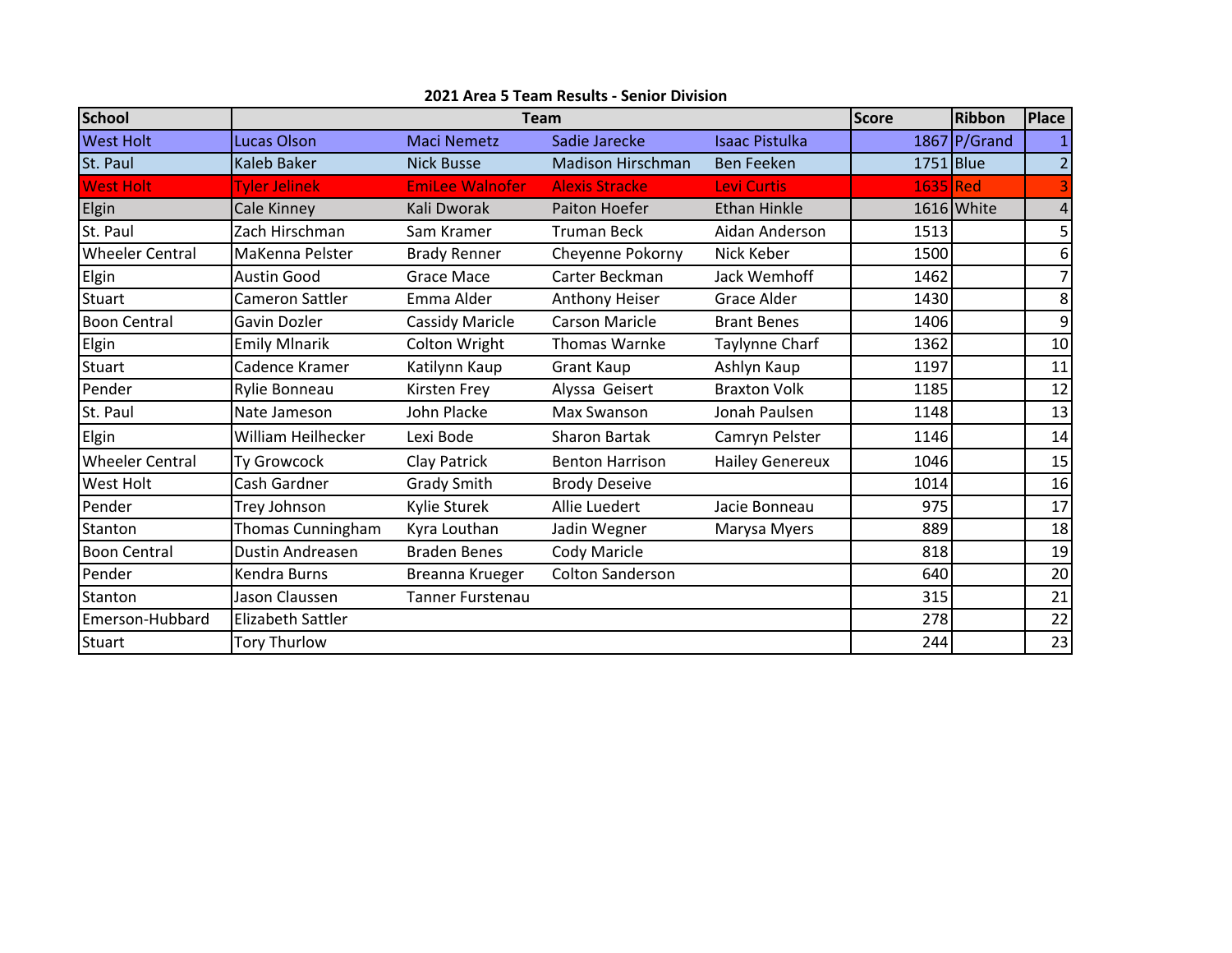**2021 Area 5 Team Results - Senior Division**

| School | Team | | | | Score | Ribbon | Place |
|---|---|---|---|---|---|---|---|
| West Holt | Lucas Olson | Maci Nemetz | Sadie Jarecke | Isaac Pistulka | 1867 | P/Grand | 1 |
| St. Paul | Kaleb Baker | Nick Busse | Madison Hirschman | Ben Feeken | 1751 | Blue | 2 |
| West Holt | Tyler Jelinek | EmiLee Walnofer | Alexis Stracke | Levi Curtis | 1635 | Red | 3 |
| Elgin | Cale Kinney | Kali Dworak | Paiton Hoefer | Ethan Hinkle | 1616 | White | 4 |
| St. Paul | Zach Hirschman | Sam Kramer | Truman Beck | Aidan Anderson | 1513 | | 5 |
| Wheeler Central | MaKenna Pelster | Brady Renner | Cheyenne Pokorny | Nick Keber | 1500 | | 6 |
| Elgin | Austin Good | Grace Mace | Carter Beckman | Jack Wemhoff | 1462 | | 7 |
| Stuart | Cameron Sattler | Emma Alder | Anthony Heiser | Grace Alder | 1430 | | 8 |
| Boon Central | Gavin Dozler | Cassidy Maricle | Carson Maricle | Brant Benes | 1406 | | 9 |
| Elgin | Emily Mlnarik | Colton Wright | Thomas Warnke | Taylynne Charf | 1362 | | 10 |
| Stuart | Cadence Kramer | Katilynn Kaup | Grant Kaup | Ashlyn Kaup | 1197 | | 11 |
| Pender | Rylie Bonneau | Kirsten Frey | Alyssa Geisert | Braxton Volk | 1185 | | 12 |
| St. Paul | Nate Jameson | John Placke | Max Swanson | Jonah Paulsen | 1148 | | 13 |
| Elgin | William Heilhecker | Lexi Bode | Sharon Bartak | Camryn Pelster | 1146 | | 14 |
| Wheeler Central | Ty Growcock | Clay Patrick | Benton Harrison | Hailey Genereux | 1046 | | 15 |
| West Holt | Cash Gardner | Grady Smith | Brody Deseive | | 1014 | | 16 |
| Pender | Trey Johnson | Kylie Sturek | Allie Luedert | Jacie Bonneau | 975 | | 17 |
| Stanton | Thomas Cunningham | Kyra Louthan | Jadin Wegner | Marysa Myers | 889 | | 18 |
| Boon Central | Dustin Andreasen | Braden Benes | Cody Maricle | | 818 | | 19 |
| Pender | Kendra Burns | Breanna Krueger | Colton Sanderson | | 640 | | 20 |
| Stanton | Jason Claussen | Tanner Furstenau | | | 315 | | 21 |
| Emerson-Hubbard | Elizabeth Sattler | | | | 278 | | 22 |
| Stuart | Tory Thurlow | | | | 244 | | 23 |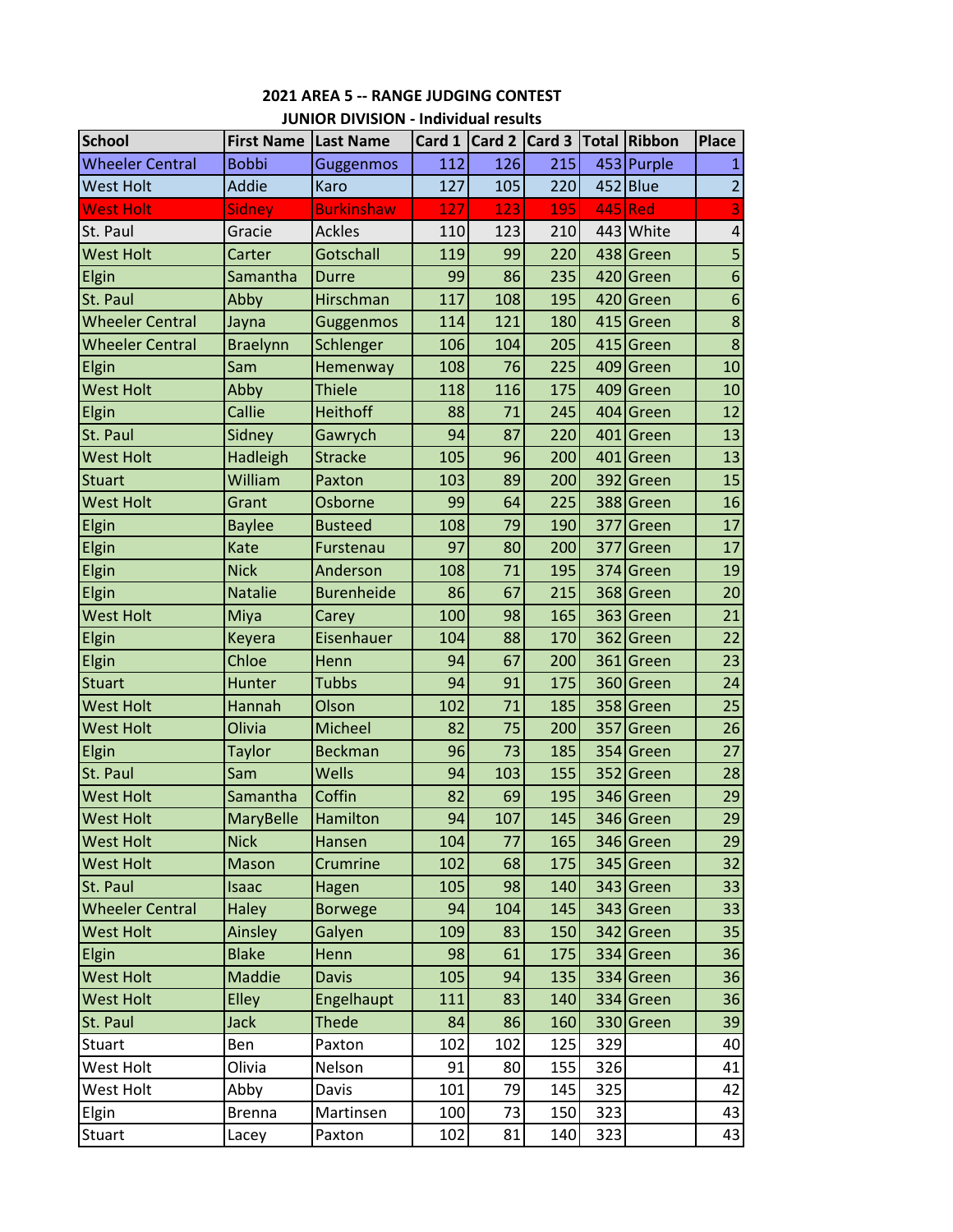**2021 AREA 5 -- RANGE JUDGING CONTEST**

**JUNIOR DIVISION - Individual results**

| School | First Name | Last Name | Card 1 | Card 2 | Card 3 | Total | Ribbon | Place |
|---|---|---|---|---|---|---|---|---|
| Wheeler Central | Bobbi | Guggenmos | 112 | 126 | 215 | 453 | Purple | 1 |
| West Holt | Addie | Karo | 127 | 105 | 220 | 452 | Blue | 2 |
| West Holt | Sidney | Burkinshaw | 127 | 123 | 195 | 445 | Red | 3 |
| St. Paul | Gracie | Ackles | 110 | 123 | 210 | 443 | White | 4 |
| West Holt | Carter | Gotschall | 119 | 99 | 220 | 438 | Green | 5 |
| Elgin | Samantha | Durre | 99 | 86 | 235 | 420 | Green | 6 |
| St. Paul | Abby | Hirschman | 117 | 108 | 195 | 420 | Green | 6 |
| Wheeler Central | Jayna | Guggenmos | 114 | 121 | 180 | 415 | Green | 8 |
| Wheeler Central | Braelynn | Schlenger | 106 | 104 | 205 | 415 | Green | 8 |
| Elgin | Sam | Hemenway | 108 | 76 | 225 | 409 | Green | 10 |
| West Holt | Abby | Thiele | 118 | 116 | 175 | 409 | Green | 10 |
| Elgin | Callie | Heithoff | 88 | 71 | 245 | 404 | Green | 12 |
| St. Paul | Sidney | Gawrych | 94 | 87 | 220 | 401 | Green | 13 |
| West Holt | Hadleigh | Stracke | 105 | 96 | 200 | 401 | Green | 13 |
| Stuart | William | Paxton | 103 | 89 | 200 | 392 | Green | 15 |
| West Holt | Grant | Osborne | 99 | 64 | 225 | 388 | Green | 16 |
| Elgin | Baylee | Busteed | 108 | 79 | 190 | 377 | Green | 17 |
| Elgin | Kate | Furstenau | 97 | 80 | 200 | 377 | Green | 17 |
| Elgin | Nick | Anderson | 108 | 71 | 195 | 374 | Green | 19 |
| Elgin | Natalie | Burenheide | 86 | 67 | 215 | 368 | Green | 20 |
| West Holt | Miya | Carey | 100 | 98 | 165 | 363 | Green | 21 |
| Elgin | Keyera | Eisenhauer | 104 | 88 | 170 | 362 | Green | 22 |
| Elgin | Chloe | Henn | 94 | 67 | 200 | 361 | Green | 23 |
| Stuart | Hunter | Tubbs | 94 | 91 | 175 | 360 | Green | 24 |
| West Holt | Hannah | Olson | 102 | 71 | 185 | 358 | Green | 25 |
| West Holt | Olivia | Micheel | 82 | 75 | 200 | 357 | Green | 26 |
| Elgin | Taylor | Beckman | 96 | 73 | 185 | 354 | Green | 27 |
| St. Paul | Sam | Wells | 94 | 103 | 155 | 352 | Green | 28 |
| West Holt | Samantha | Coffin | 82 | 69 | 195 | 346 | Green | 29 |
| West Holt | MaryBelle | Hamilton | 94 | 107 | 145 | 346 | Green | 29 |
| West Holt | Nick | Hansen | 104 | 77 | 165 | 346 | Green | 29 |
| West Holt | Mason | Crumrine | 102 | 68 | 175 | 345 | Green | 32 |
| St. Paul | Isaac | Hagen | 105 | 98 | 140 | 343 | Green | 33 |
| Wheeler Central | Haley | Borwege | 94 | 104 | 145 | 343 | Green | 33 |
| West Holt | Ainsley | Galyen | 109 | 83 | 150 | 342 | Green | 35 |
| Elgin | Blake | Henn | 98 | 61 | 175 | 334 | Green | 36 |
| West Holt | Maddie | Davis | 105 | 94 | 135 | 334 | Green | 36 |
| West Holt | Elley | Engelhaupt | 111 | 83 | 140 | 334 | Green | 36 |
| St. Paul | Jack | Thede | 84 | 86 | 160 | 330 | Green | 39 |
| Stuart | Ben | Paxton | 102 | 102 | 125 | 329 | | 40 |
| West Holt | Olivia | Nelson | 91 | 80 | 155 | 326 | | 41 |
| West Holt | Abby | Davis | 101 | 79 | 145 | 325 | | 42 |
| Elgin | Brenna | Martinsen | 100 | 73 | 150 | 323 | | 43 |
| Stuart | Lacey | Paxton | 102 | 81 | 140 | 323 | | 43 |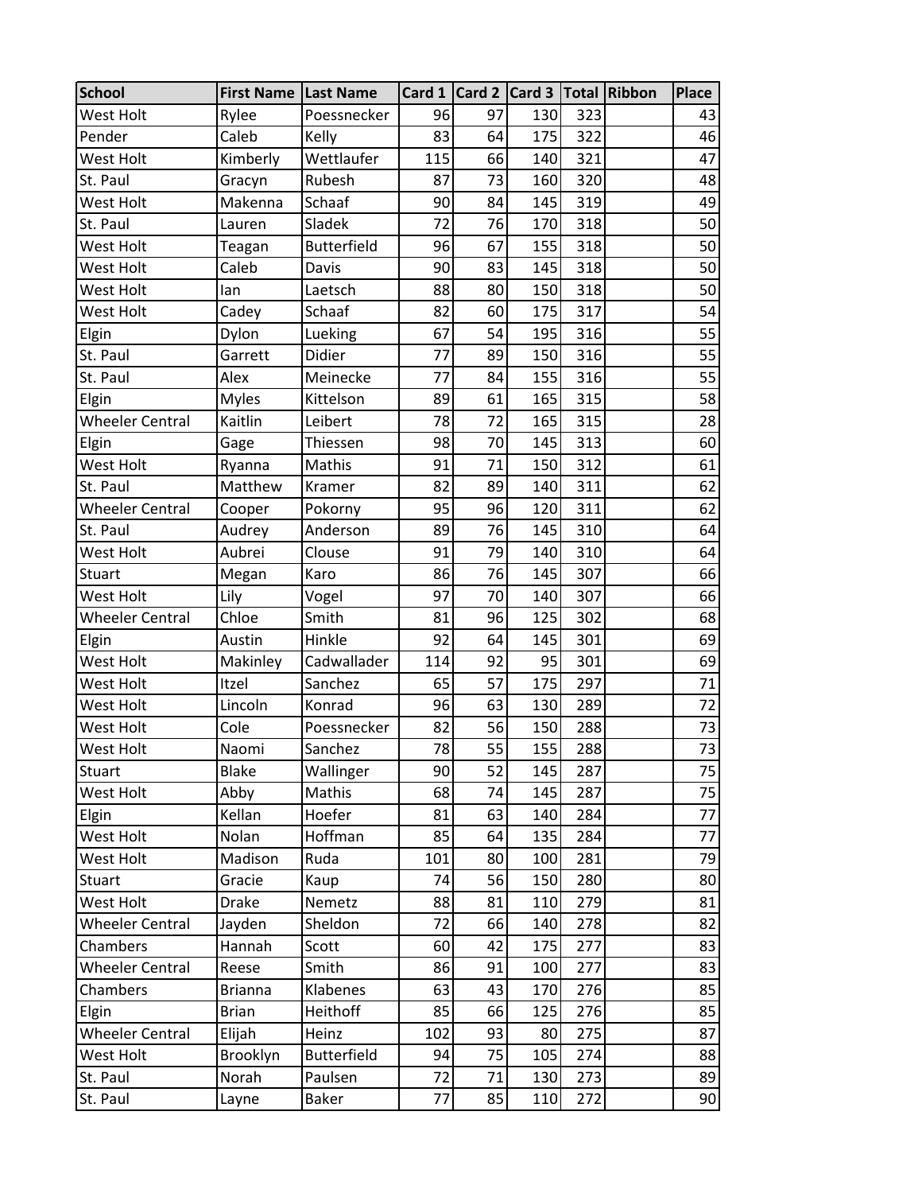| School | First Name | Last Name | Card 1 | Card 2 | Card 3 | Total | Ribbon | Place |
|---|---|---|---|---|---|---|---|---|
| West Holt | Rylee | Poessnecker | 96 | 97 | 130 | 323 | | 43 |
| Pender | Caleb | Kelly | 83 | 64 | 175 | 322 | | 46 |
| West Holt | Kimberly | Wettlaufer | 115 | 66 | 140 | 321 | | 47 |
| St. Paul | Gracyn | Rubesh | 87 | 73 | 160 | 320 | | 48 |
| West Holt | Makenna | Schaaf | 90 | 84 | 145 | 319 | | 49 |
| St. Paul | Lauren | Sladek | 72 | 76 | 170 | 318 | | 50 |
| West Holt | Teagan | Butterfield | 96 | 67 | 155 | 318 | | 50 |
| West Holt | Caleb | Davis | 90 | 83 | 145 | 318 | | 50 |
| West Holt | Ian | Laetsch | 88 | 80 | 150 | 318 | | 50 |
| West Holt | Cadey | Schaaf | 82 | 60 | 175 | 317 | | 54 |
| Elgin | Dylon | Lueking | 67 | 54 | 195 | 316 | | 55 |
| St. Paul | Garrett | Didier | 77 | 89 | 150 | 316 | | 55 |
| St. Paul | Alex | Meinecke | 77 | 84 | 155 | 316 | | 55 |
| Elgin | Myles | Kittelson | 89 | 61 | 165 | 315 | | 58 |
| Wheeler Central | Kaitlin | Leibert | 78 | 72 | 165 | 315 | | 28 |
| Elgin | Gage | Thiessen | 98 | 70 | 145 | 313 | | 60 |
| West Holt | Ryanna | Mathis | 91 | 71 | 150 | 312 | | 61 |
| St. Paul | Matthew | Kramer | 82 | 89 | 140 | 311 | | 62 |
| Wheeler Central | Cooper | Pokorny | 95 | 96 | 120 | 311 | | 62 |
| St. Paul | Audrey | Anderson | 89 | 76 | 145 | 310 | | 64 |
| West Holt | Aubrei | Clouse | 91 | 79 | 140 | 310 | | 64 |
| Stuart | Megan | Karo | 86 | 76 | 145 | 307 | | 66 |
| West Holt | Lily | Vogel | 97 | 70 | 140 | 307 | | 66 |
| Wheeler Central | Chloe | Smith | 81 | 96 | 125 | 302 | | 68 |
| Elgin | Austin | Hinkle | 92 | 64 | 145 | 301 | | 69 |
| West Holt | Makinley | Cadwallader | 114 | 92 | 95 | 301 | | 69 |
| West Holt | Itzel | Sanchez | 65 | 57 | 175 | 297 | | 71 |
| West Holt | Lincoln | Konrad | 96 | 63 | 130 | 289 | | 72 |
| West Holt | Cole | Poessnecker | 82 | 56 | 150 | 288 | | 73 |
| West Holt | Naomi | Sanchez | 78 | 55 | 155 | 288 | | 73 |
| Stuart | Blake | Wallinger | 90 | 52 | 145 | 287 | | 75 |
| West Holt | Abby | Mathis | 68 | 74 | 145 | 287 | | 75 |
| Elgin | Kellan | Hoefer | 81 | 63 | 140 | 284 | | 77 |
| West Holt | Nolan | Hoffman | 85 | 64 | 135 | 284 | | 77 |
| West Holt | Madison | Ruda | 101 | 80 | 100 | 281 | | 79 |
| Stuart | Gracie | Kaup | 74 | 56 | 150 | 280 | | 80 |
| West Holt | Drake | Nemetz | 88 | 81 | 110 | 279 | | 81 |
| Wheeler Central | Jayden | Sheldon | 72 | 66 | 140 | 278 | | 82 |
| Chambers | Hannah | Scott | 60 | 42 | 175 | 277 | | 83 |
| Wheeler Central | Reese | Smith | 86 | 91 | 100 | 277 | | 83 |
| Chambers | Brianna | Klabenes | 63 | 43 | 170 | 276 | | 85 |
| Elgin | Brian | Heithoff | 85 | 66 | 125 | 276 | | 85 |
| Wheeler Central | Elijah | Heinz | 102 | 93 | 80 | 275 | | 87 |
| West Holt | Brooklyn | Butterfield | 94 | 75 | 105 | 274 | | 88 |
| St. Paul | Norah | Paulsen | 72 | 71 | 130 | 273 | | 89 |
| St. Paul | Layne | Baker | 77 | 85 | 110 | 272 | | 90 |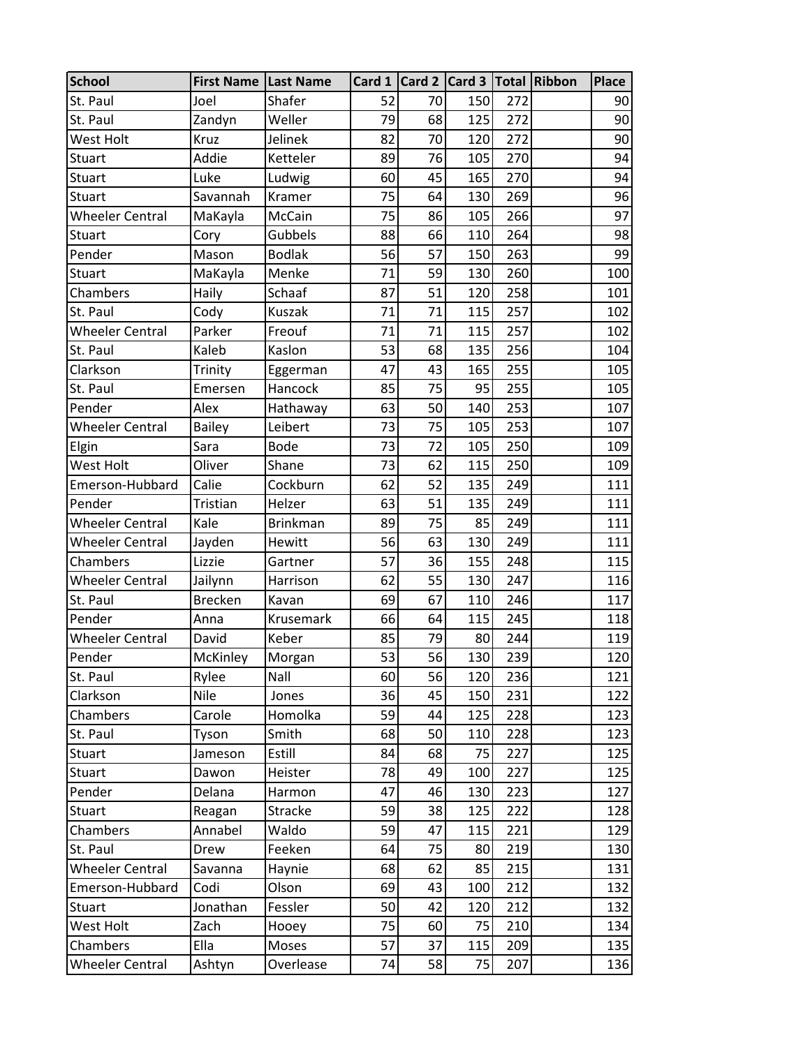| School | First Name | Last Name | Card 1 | Card 2 | Card 3 | Total | Ribbon | Place |
|---|---|---|---|---|---|---|---|---|
| St. Paul | Joel | Shafer | 52 | 70 | 150 | 272 | | 90 |
| St. Paul | Zandyn | Weller | 79 | 68 | 125 | 272 | | 90 |
| West Holt | Kruz | Jelinek | 82 | 70 | 120 | 272 | | 90 |
| Stuart | Addie | Ketteler | 89 | 76 | 105 | 270 | | 94 |
| Stuart | Luke | Ludwig | 60 | 45 | 165 | 270 | | 94 |
| Stuart | Savannah | Kramer | 75 | 64 | 130 | 269 | | 96 |
| Wheeler Central | MaKayla | McCain | 75 | 86 | 105 | 266 | | 97 |
| Stuart | Cory | Gubbels | 88 | 66 | 110 | 264 | | 98 |
| Pender | Mason | Bodlak | 56 | 57 | 150 | 263 | | 99 |
| Stuart | MaKayla | Menke | 71 | 59 | 130 | 260 | | 100 |
| Chambers | Haily | Schaaf | 87 | 51 | 120 | 258 | | 101 |
| St. Paul | Cody | Kuszak | 71 | 71 | 115 | 257 | | 102 |
| Wheeler Central | Parker | Freouf | 71 | 71 | 115 | 257 | | 102 |
| St. Paul | Kaleb | Kaslon | 53 | 68 | 135 | 256 | | 104 |
| Clarkson | Trinity | Eggerman | 47 | 43 | 165 | 255 | | 105 |
| St. Paul | Emersen | Hancock | 85 | 75 | 95 | 255 | | 105 |
| Pender | Alex | Hathaway | 63 | 50 | 140 | 253 | | 107 |
| Wheeler Central | Bailey | Leibert | 73 | 75 | 105 | 253 | | 107 |
| Elgin | Sara | Bode | 73 | 72 | 105 | 250 | | 109 |
| West Holt | Oliver | Shane | 73 | 62 | 115 | 250 | | 109 |
| Emerson-Hubbard | Calie | Cockburn | 62 | 52 | 135 | 249 | | 111 |
| Pender | Tristian | Helzer | 63 | 51 | 135 | 249 | | 111 |
| Wheeler Central | Kale | Brinkman | 89 | 75 | 85 | 249 | | 111 |
| Wheeler Central | Jayden | Hewitt | 56 | 63 | 130 | 249 | | 111 |
| Chambers | Lizzie | Gartner | 57 | 36 | 155 | 248 | | 115 |
| Wheeler Central | Jailynn | Harrison | 62 | 55 | 130 | 247 | | 116 |
| St. Paul | Brecken | Kavan | 69 | 67 | 110 | 246 | | 117 |
| Pender | Anna | Krusemark | 66 | 64 | 115 | 245 | | 118 |
| Wheeler Central | David | Keber | 85 | 79 | 80 | 244 | | 119 |
| Pender | McKinley | Morgan | 53 | 56 | 130 | 239 | | 120 |
| St. Paul | Rylee | Nall | 60 | 56 | 120 | 236 | | 121 |
| Clarkson | Nile | Jones | 36 | 45 | 150 | 231 | | 122 |
| Chambers | Carole | Homolka | 59 | 44 | 125 | 228 | | 123 |
| St. Paul | Tyson | Smith | 68 | 50 | 110 | 228 | | 123 |
| Stuart | Jameson | Estill | 84 | 68 | 75 | 227 | | 125 |
| Stuart | Dawon | Heister | 78 | 49 | 100 | 227 | | 125 |
| Pender | Delana | Harmon | 47 | 46 | 130 | 223 | | 127 |
| Stuart | Reagan | Stracke | 59 | 38 | 125 | 222 | | 128 |
| Chambers | Annabel | Waldo | 59 | 47 | 115 | 221 | | 129 |
| St. Paul | Drew | Feeken | 64 | 75 | 80 | 219 | | 130 |
| Wheeler Central | Savanna | Haynie | 68 | 62 | 85 | 215 | | 131 |
| Emerson-Hubbard | Codi | Olson | 69 | 43 | 100 | 212 | | 132 |
| Stuart | Jonathan | Fessler | 50 | 42 | 120 | 212 | | 132 |
| West Holt | Zach | Hooey | 75 | 60 | 75 | 210 | | 134 |
| Chambers | Ella | Moses | 57 | 37 | 115 | 209 | | 135 |
| Wheeler Central | Ashtyn | Overlease | 74 | 58 | 75 | 207 | | 136 |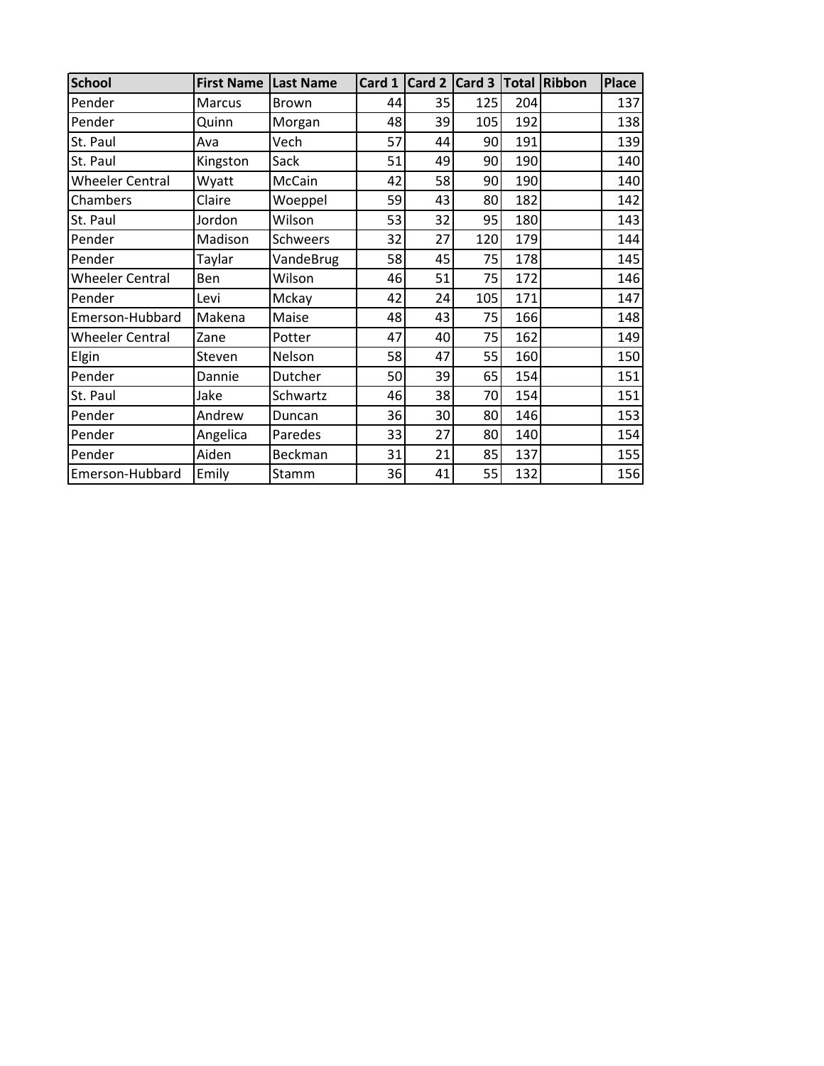| School | First Name | Last Name | Card 1 | Card 2 | Card 3 | Total | Ribbon | Place |
|---|---|---|---|---|---|---|---|---|
| Pender | Marcus | Brown | 44 | 35 | 125 | 204 | | 137 |
| Pender | Quinn | Morgan | 48 | 39 | 105 | 192 | | 138 |
| St. Paul | Ava | Vech | 57 | 44 | 90 | 191 | | 139 |
| St. Paul | Kingston | Sack | 51 | 49 | 90 | 190 | | 140 |
| Wheeler Central | Wyatt | McCain | 42 | 58 | 90 | 190 | | 140 |
| Chambers | Claire | Woeppel | 59 | 43 | 80 | 182 | | 142 |
| St. Paul | Jordon | Wilson | 53 | 32 | 95 | 180 | | 143 |
| Pender | Madison | Schweers | 32 | 27 | 120 | 179 | | 144 |
| Pender | Taylar | VandeBrug | 58 | 45 | 75 | 178 | | 145 |
| Wheeler Central | Ben | Wilson | 46 | 51 | 75 | 172 | | 146 |
| Pender | Levi | Mckay | 42 | 24 | 105 | 171 | | 147 |
| Emerson-Hubbard | Makena | Maise | 48 | 43 | 75 | 166 | | 148 |
| Wheeler Central | Zane | Potter | 47 | 40 | 75 | 162 | | 149 |
| Elgin | Steven | Nelson | 58 | 47 | 55 | 160 | | 150 |
| Pender | Dannie | Dutcher | 50 | 39 | 65 | 154 | | 151 |
| St. Paul | Jake | Schwartz | 46 | 38 | 70 | 154 | | 151 |
| Pender | Andrew | Duncan | 36 | 30 | 80 | 146 | | 153 |
| Pender | Angelica | Paredes | 33 | 27 | 80 | 140 | | 154 |
| Pender | Aiden | Beckman | 31 | 21 | 85 | 137 | | 155 |
| Emerson-Hubbard | Emily | Stamm | 36 | 41 | 55 | 132 | | 156 |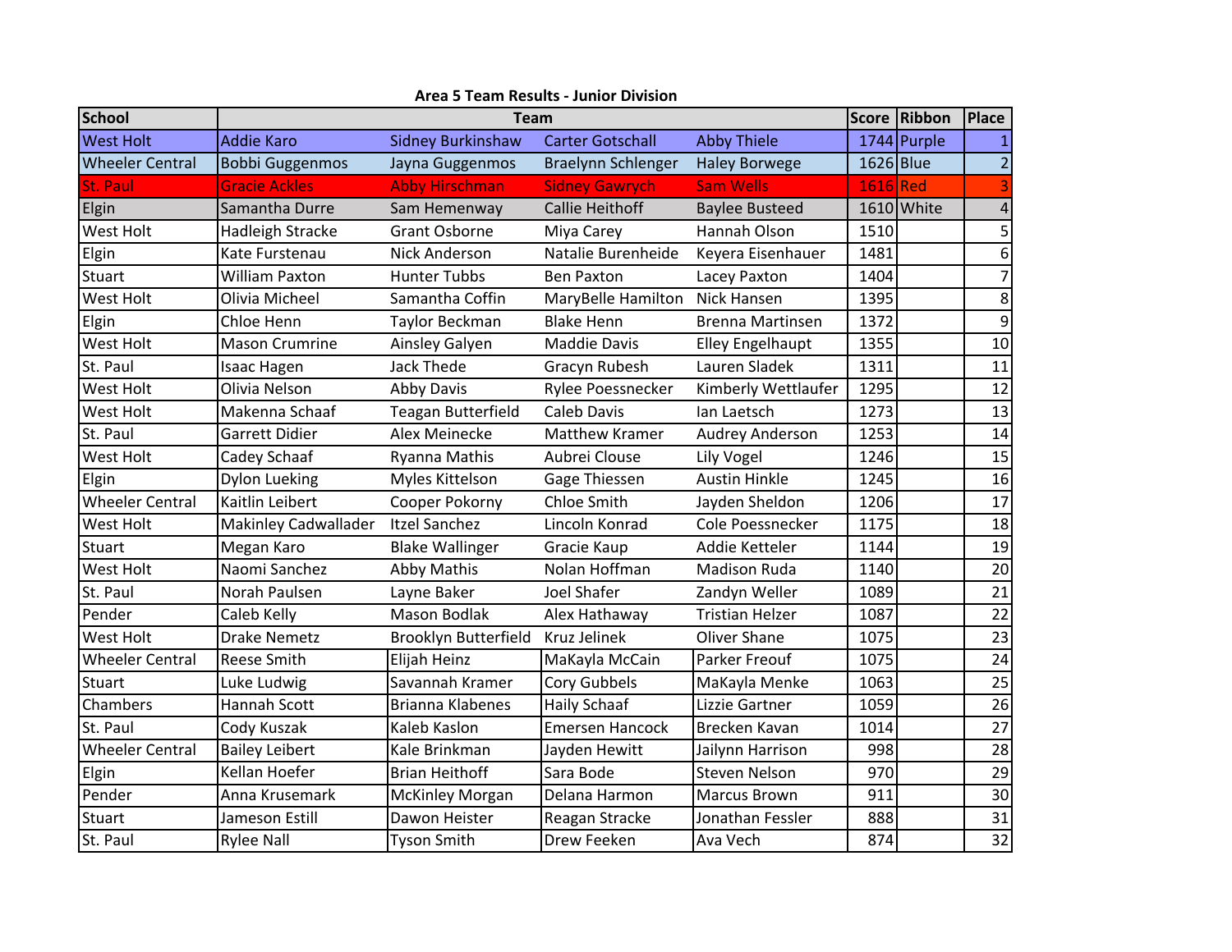**Area 5 Team Results - Junior Division**

| School | Team | | | | Score | Ribbon | Place |
|---|---|---|---|---|---|---|---|
| West Holt | Addie Karo | Sidney Burkinshaw | Carter Gotschall | Abby Thiele | 1744 | Purple | 1 |
| Wheeler Central | Bobbi Guggenmos | Jayna Guggenmos | Braelynn Schlenger | Haley Borwege | 1626 | Blue | 2 |
| St. Paul | Gracie Ackles | Abby Hirschman | Sidney Gawrych | Sam Wells | 1616 | Red | 3 |
| Elgin | Samantha Durre | Sam Hemenway | Callie Heithoff | Baylee Busteed | 1610 | White | 4 |
| West Holt | Hadleigh Stracke | Grant Osborne | Miya Carey | Hannah Olson | 1510 | | 5 |
| Elgin | Kate Furstenau | Nick Anderson | Natalie Burenheide | Keyera Eisenhauer | 1481 | | 6 |
| Stuart | William Paxton | Hunter Tubbs | Ben Paxton | Lacey Paxton | 1404 | | 7 |
| West Holt | Olivia Micheel | Samantha Coffin | MaryBelle Hamilton | Nick Hansen | 1395 | | 8 |
| Elgin | Chloe Henn | Taylor Beckman | Blake Henn | Brenna Martinsen | 1372 | | 9 |
| West Holt | Mason Crumrine | Ainsley Galyen | Maddie Davis | Elley Engelhaupt | 1355 | | 10 |
| St. Paul | Isaac Hagen | Jack Thede | Gracyn Rubesh | Lauren Sladek | 1311 | | 11 |
| West Holt | Olivia Nelson | Abby Davis | Rylee Poessnecker | Kimberly Wettlaufer | 1295 | | 12 |
| West Holt | Makenna Schaaf | Teagan Butterfield | Caleb Davis | Ian Laetsch | 1273 | | 13 |
| St. Paul | Garrett Didier | Alex Meinecke | Matthew Kramer | Audrey Anderson | 1253 | | 14 |
| West Holt | Cadey Schaaf | Ryanna Mathis | Aubrei Clouse | Lily Vogel | 1246 | | 15 |
| Elgin | Dylon Lueking | Myles Kittelson | Gage Thiessen | Austin Hinkle | 1245 | | 16 |
| Wheeler Central | Kaitlin Leibert | Cooper Pokorny | Chloe Smith | Jayden Sheldon | 1206 | | 17 |
| West Holt | Makinley Cadwallader | Itzel Sanchez | Lincoln Konrad | Cole Poessnecker | 1175 | | 18 |
| Stuart | Megan Karo | Blake Wallinger | Gracie Kaup | Addie Ketteler | 1144 | | 19 |
| West Holt | Naomi Sanchez | Abby Mathis | Nolan Hoffman | Madison Ruda | 1140 | | 20 |
| St. Paul | Norah Paulsen | Layne Baker | Joel Shafer | Zandyn Weller | 1089 | | 21 |
| Pender | Caleb Kelly | Mason Bodlak | Alex Hathaway | Tristian Helzer | 1087 | | 22 |
| West Holt | Drake Nemetz | Brooklyn Butterfield | Kruz Jelinek | Oliver Shane | 1075 | | 23 |
| Wheeler Central | Reese Smith | Elijah Heinz | MaKayla McCain | Parker Freouf | 1075 | | 24 |
| Stuart | Luke Ludwig | Savannah Kramer | Cory Gubbels | MaKayla Menke | 1063 | | 25 |
| Chambers | Hannah Scott | Brianna Klabenes | Haily Schaaf | Lizzie Gartner | 1059 | | 26 |
| St. Paul | Cody Kuszak | Kaleb Kaslon | Emersen Hancock | Brecken Kavan | 1014 | | 27 |
| Wheeler Central | Bailey Leibert | Kale Brinkman | Jayden Hewitt | Jailynn Harrison | 998 | | 28 |
| Elgin | Kellan Hoefer | Brian Heithoff | Sara Bode | Steven Nelson | 970 | | 29 |
| Pender | Anna Krusemark | McKinley Morgan | Delana Harmon | Marcus Brown | 911 | | 30 |
| Stuart | Jameson Estill | Dawon Heister | Reagan Stracke | Jonathan Fessler | 888 | | 31 |
| St. Paul | Rylee Nall | Tyson Smith | Drew Feeken | Ava Vech | 874 | | 32 |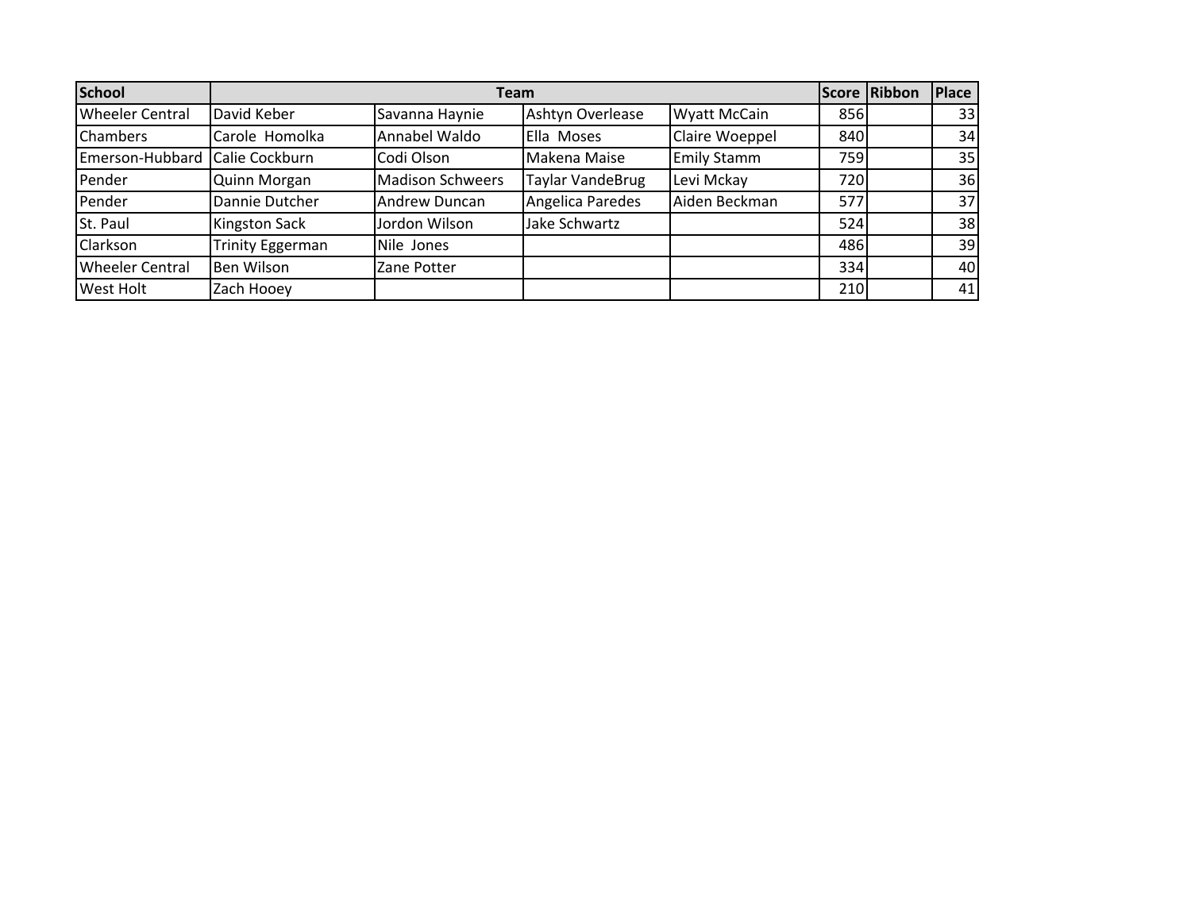| School | Team | | | | Score | Ribbon | Place |
|---|---|---|---|---|---|---|---|
| Wheeler Central | David Keber | Savanna Haynie | Ashtyn Overlease | Wyatt McCain | 856 | | 33 |
| Chambers | Carole Homolka | Annabel Waldo | Ella Moses | Claire Woeppel | 840 | | 34 |
| Emerson-Hubbard | Calie Cockburn | Codi Olson | Makena Maise | Emily Stamm | 759 | | 35 |
| Pender | Quinn Morgan | Madison Schweers | Taylar VandeBrug | Levi Mckay | 720 | | 36 |
| Pender | Dannie Dutcher | Andrew Duncan | Angelica Paredes | Aiden Beckman | 577 | | 37 |
| St. Paul | Kingston Sack | Jordon Wilson | Jake Schwartz | | 524 | | 38 |
| Clarkson | Trinity Eggerman | Nile Jones | | | 486 | | 39 |
| Wheeler Central | Ben Wilson | Zane Potter | | | 334 | | 40 |
| West Holt | Zach Hooey | | | | 210 | | 41 |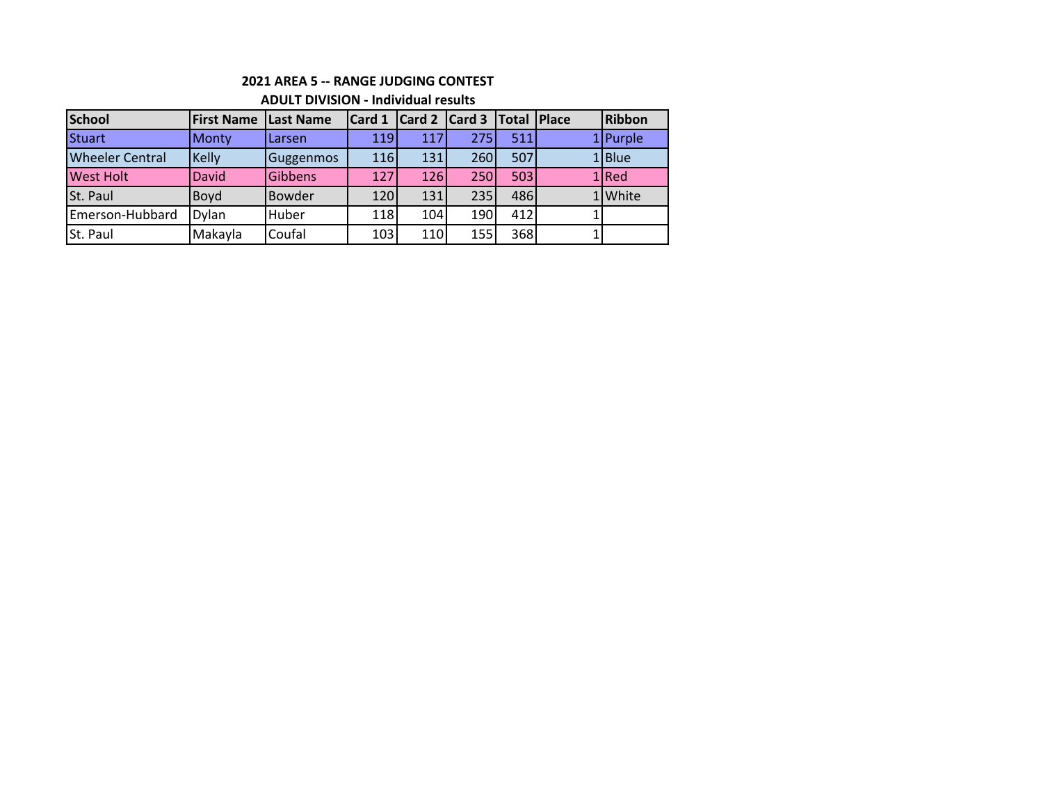**2021 AREA 5 -- RANGE JUDGING CONTEST**

**ADULT DIVISION - Individual results**

| School | First Name | Last Name | Card 1 | Card 2 | Card 3 | Total | Place | Ribbon |
|---|---|---|---|---|---|---|---|---|
| Stuart | Monty | Larsen | 119 | 117 | 275 | 511 | 1 | Purple |
| Wheeler Central | Kelly | Guggenmos | 116 | 131 | 260 | 507 | 1 | Blue |
| West Holt | David | Gibbens | 127 | 126 | 250 | 503 | 1 | Red |
| St. Paul | Boyd | Bowder | 120 | 131 | 235 | 486 | 1 | White |
| Emerson-Hubbard | Dylan | Huber | 118 | 104 | 190 | 412 | 1 | |
| St. Paul | Makayla | Coufal | 103 | 110 | 155 | 368 | 1 | |